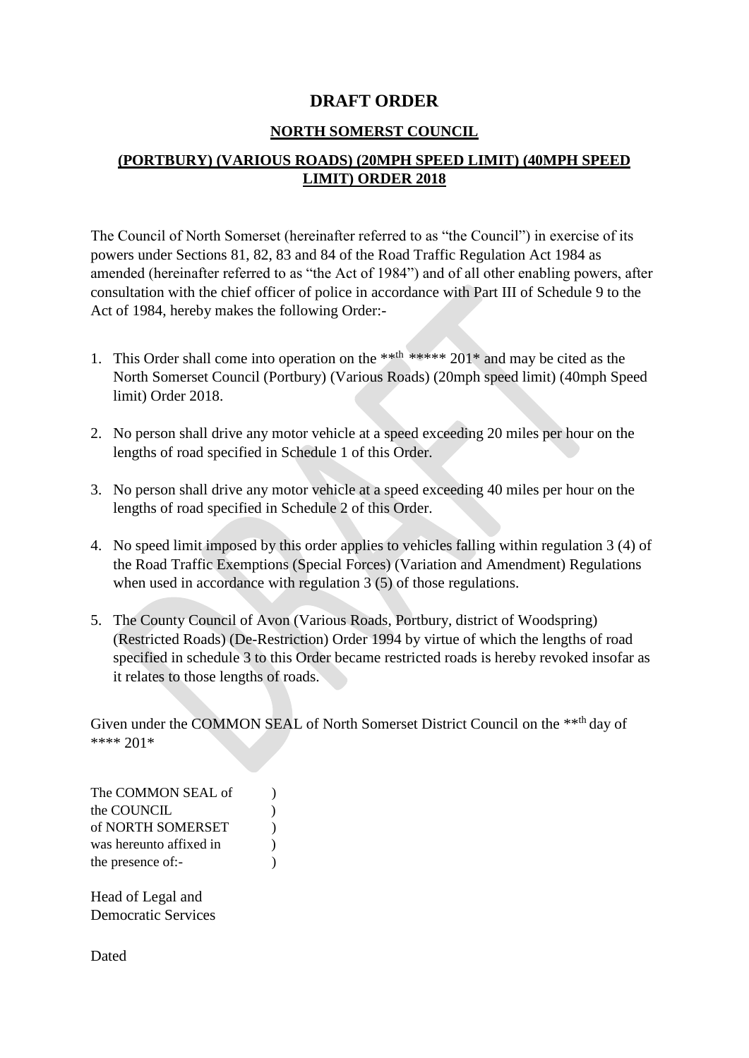# DRAFT ORDER

## NORTH SOMERST COUNCIL

## (PORTBURY) (VARIOUS ROADS) (20MPH SPEED LIMIT) (40MPH SPEED LIMIT) ORDER 2018

The Council of North Somerset (hereinafter referred to as "the Council") in exercise of its powers under Sections 81, 82, 83 and 84 of the Road Traffic Regulation Act 1984 as amended (hereinafter referred to as "the Act of 1984") and of all other enabling powers, after consultation with the chief officer of police in accordance with Part III of Schedule 9 to the Act of 1984, hereby makes the following Order:-

1. This Order shall come into operation on the **th ***** 201* and may be cited as the North Somerset Council (Portbury) (Various Roads) (20mph speed limit) (40mph Speed limit) Order 2018.

2. No person shall drive any motor vehicle at a speed exceeding 20 miles per hour on the lengths of road specified in Schedule 1 of this Order.

3. No person shall drive any motor vehicle at a speed exceeding 40 miles per hour on the lengths of road specified in Schedule 2 of this Order.

4. No speed limit imposed by this order applies to vehicles falling within regulation 3 (4) of the Road Traffic Exemptions (Special Forces) (Variation and Amendment) Regulations when used in accordance with regulation 3 (5) of those regulations.

5. The County Council of Avon (Various Roads, Portbury, district of Woodspring) (Restricted Roads) (De-Restriction) Order 1994 by virtue of which the lengths of road specified in schedule 3 to this Order became restricted roads is hereby revoked insofar as it relates to those lengths of roads.

Given under the COMMON SEAL of North Somerset District Council on the **th day of **** 201*

The COMMON SEAL of )
the COUNCIL )
of NORTH SOMERSET )
was hereunto affixed in )
the presence of:- )

Head of Legal and
Democratic Services

Dated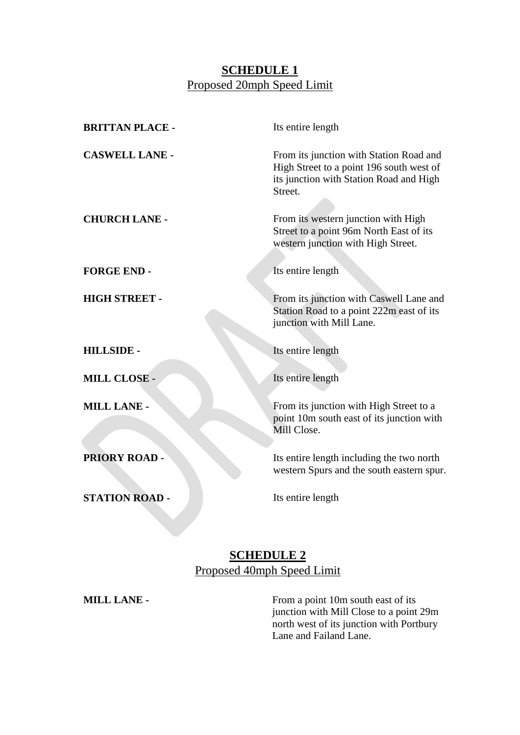## SCHEDULE 1

Proposed 20mph Speed Limit

| | |
|---|---|
| **BRITTAN PLACE -** | Its entire length |
| **CASWELL LANE -** | From its junction with Station Road and High Street to a point 196 south west of its junction with Station Road and High Street. |
| **CHURCH LANE -** | From its western junction with High Street to a point 96m North East of its western junction with High Street. |
| **FORGE END -** | Its entire length |
| **HIGH STREET -** | From its junction with Caswell Lane and Station Road to a point 222m east of its junction with Mill Lane. |
| **HILLSIDE -** | Its entire length |
| **MILL CLOSE -** | Its entire length |
| **MILL LANE -** | From its junction with High Street to a point 10m south east of its junction with Mill Close. |
| **PRIORY ROAD -** | Its entire length including the two north western Spurs and the south eastern spur. |
| **STATION ROAD -** | Its entire length |

## SCHEDULE 2

Proposed 40mph Speed Limit

| | |
|---|---|
| **MILL LANE -** | From a point 10m south east of its junction with Mill Close to a point 29m north west of its junction with Portbury Lane and Failand Lane. |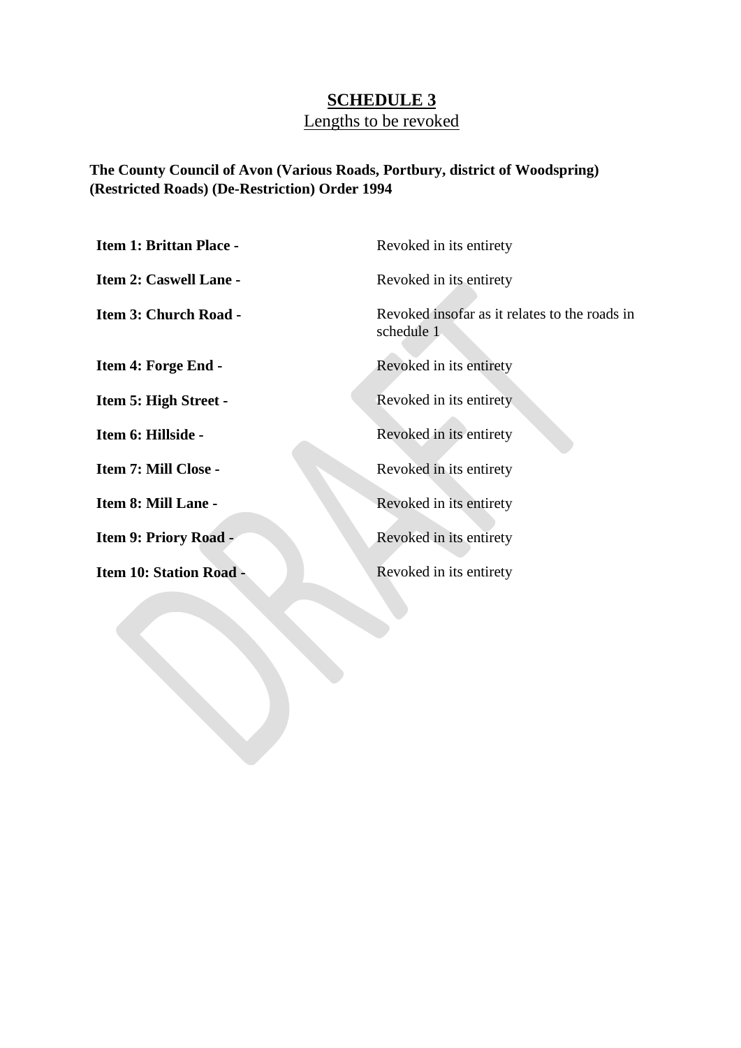# SCHEDULE 3

Lengths to be revoked

**The County Council of Avon (Various Roads, Portbury, district of Woodspring) (Restricted Roads) (De-Restriction) Order 1994**

| | |
|---|---|
| **Item 1: Brittan Place -** | Revoked in its entirety |
| **Item 2: Caswell Lane -** | Revoked in its entirety |
| **Item 3: Church Road -** | Revoked insofar as it relates to the roads in schedule 1 |
| **Item 4: Forge End -** | Revoked in its entirety |
| **Item 5: High Street -** | Revoked in its entirety |
| **Item 6: Hillside -** | Revoked in its entirety |
| **Item 7: Mill Close -** | Revoked in its entirety |
| **Item 8: Mill Lane -** | Revoked in its entirety |
| **Item 9: Priory Road -** | Revoked in its entirety |
| **Item 10: Station Road -** | Revoked in its entirety |